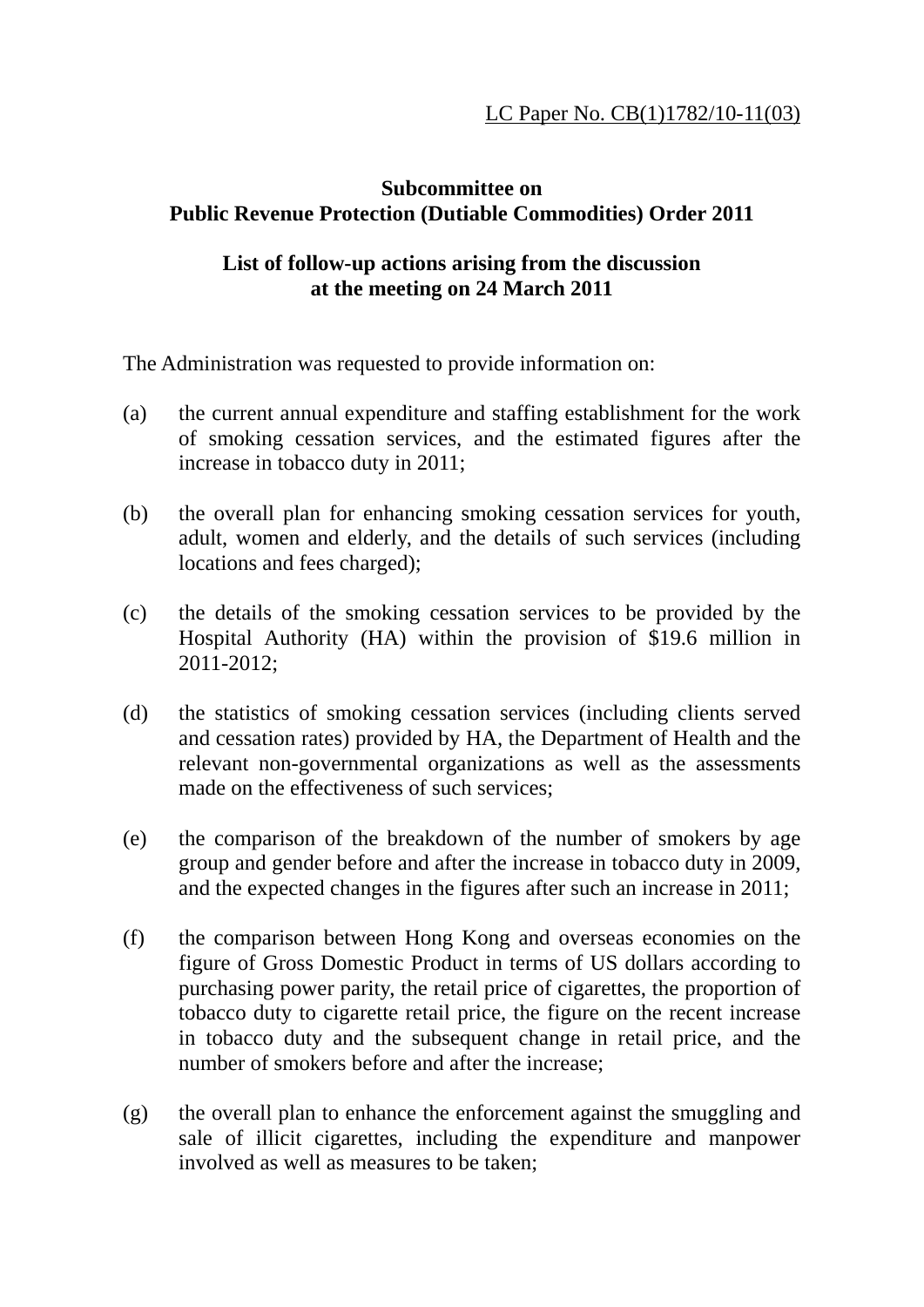LC Paper No. CB(1)1782/10-11(03)

**Subcommittee on**
**Public Revenue Protection (Dutiable Commodities) Order 2011**

**List of follow-up actions arising from the discussion at the meeting on 24 March 2011**

The Administration was requested to provide information on:

(a) the current annual expenditure and staffing establishment for the work of smoking cessation services, and the estimated figures after the increase in tobacco duty in 2011;

(b) the overall plan for enhancing smoking cessation services for youth, adult, women and elderly, and the details of such services (including locations and fees charged);

(c) the details of the smoking cessation services to be provided by the Hospital Authority (HA) within the provision of $19.6 million in 2011-2012;

(d) the statistics of smoking cessation services (including clients served and cessation rates) provided by HA, the Department of Health and the relevant non-governmental organizations as well as the assessments made on the effectiveness of such services;

(e) the comparison of the breakdown of the number of smokers by age group and gender before and after the increase in tobacco duty in 2009, and the expected changes in the figures after such an increase in 2011;

(f) the comparison between Hong Kong and overseas economies on the figure of Gross Domestic Product in terms of US dollars according to purchasing power parity, the retail price of cigarettes, the proportion of tobacco duty to cigarette retail price, the figure on the recent increase in tobacco duty and the subsequent change in retail price, and the number of smokers before and after the increase;

(g) the overall plan to enhance the enforcement against the smuggling and sale of illicit cigarettes, including the expenditure and manpower involved as well as measures to be taken;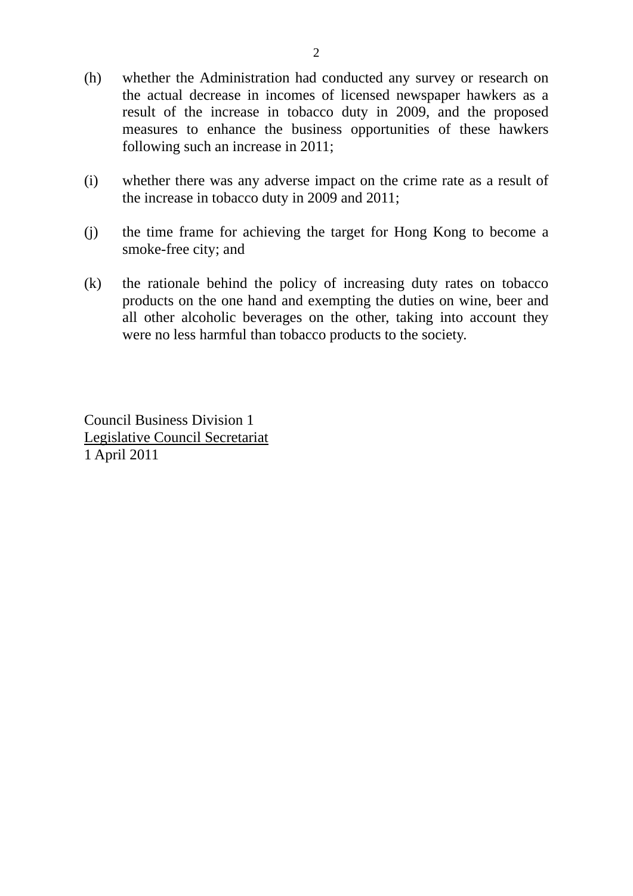(h) whether the Administration had conducted any survey or research on the actual decrease in incomes of licensed newspaper hawkers as a result of the increase in tobacco duty in 2009, and the proposed measures to enhance the business opportunities of these hawkers following such an increase in 2011;

(i) whether there was any adverse impact on the crime rate as a result of the increase in tobacco duty in 2009 and 2011;

(j) the time frame for achieving the target for Hong Kong to become a smoke-free city; and

(k) the rationale behind the policy of increasing duty rates on tobacco products on the one hand and exempting the duties on wine, beer and all other alcoholic beverages on the other, taking into account they were no less harmful than tobacco products to the society.

Council Business Division 1
Legislative Council Secretariat
1 April 2011